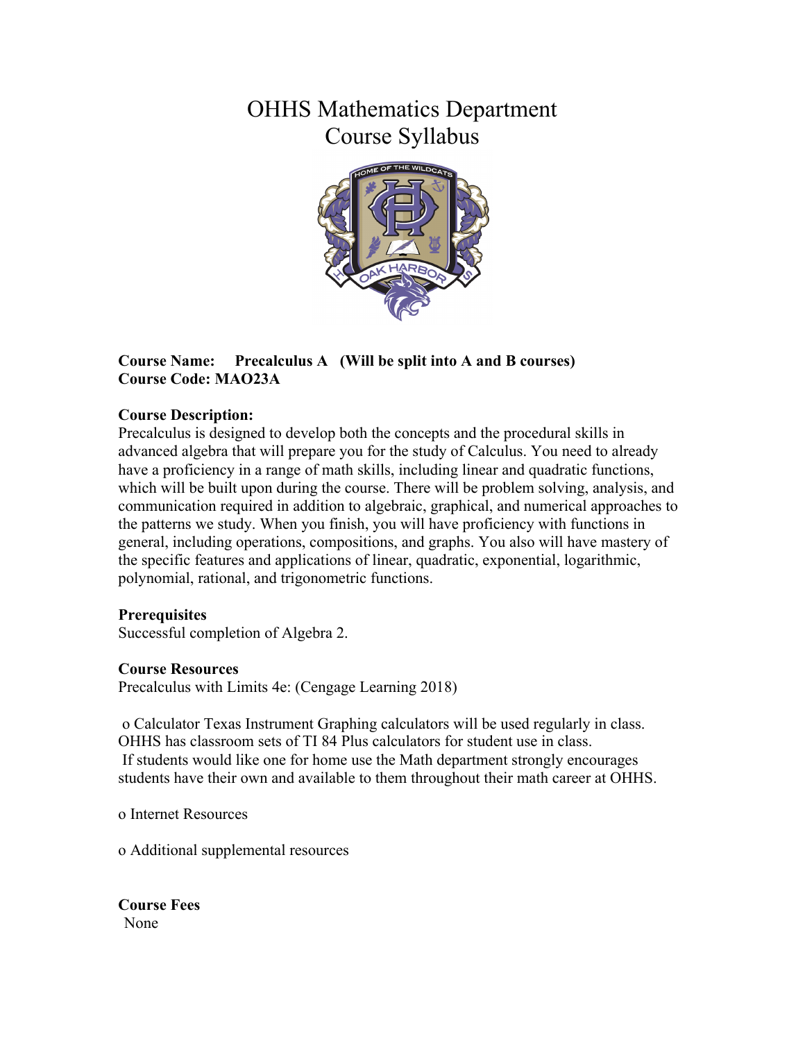# OHHS Mathematics Department
# Course Syllabus

**Course Name:** **Precalculus A (Will be split into A and B courses)**
**Course Code: MAO23A**

**Course Description:**
Precalculus is designed to develop both the concepts and the procedural skills in advanced algebra that will prepare you for the study of Calculus. You need to already have a proficiency in a range of math skills, including linear and quadratic functions, which will be built upon during the course. There will be problem solving, analysis, and communication required in addition to algebraic, graphical, and numerical approaches to the patterns we study. When you finish, you will have proficiency with functions in general, including operations, compositions, and graphs. You also will have mastery of the specific features and applications of linear, quadratic, exponential, logarithmic, polynomial, rational, and trigonometric functions.

**Prerequisites**
Successful completion of Algebra 2.

**Course Resources**
Precalculus with Limits 4e: (Cengage Learning 2018)

o Calculator Texas Instrument Graphing calculators will be used regularly in class. OHHS has classroom sets of TI 84 Plus calculators for student use in class. If students would like one for home use the Math department strongly encourages students have their own and available to them throughout their math career at OHHS.

o Internet Resources

o Additional supplemental resources

**Course Fees**
None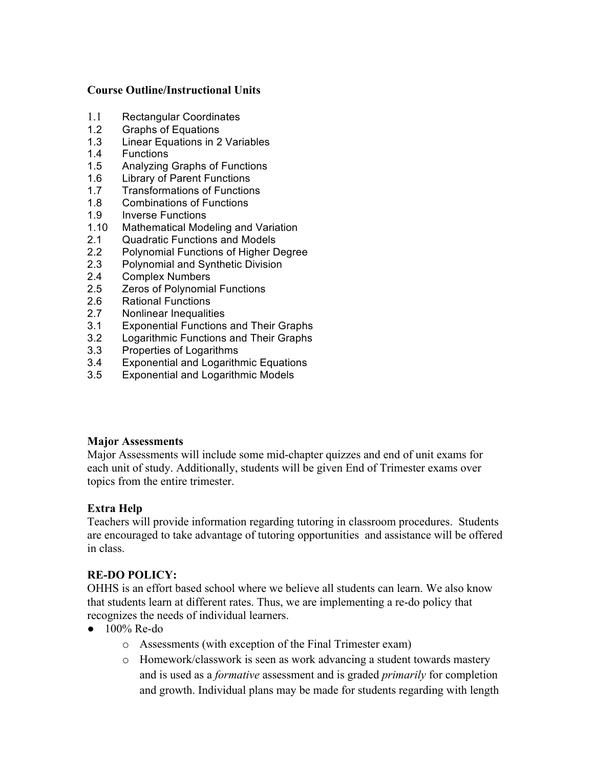**Course Outline/Instructional Units**

1.1 Rectangular Coordinates
1.2 Graphs of Equations
1.3 Linear Equations in 2 Variables
1.4 Functions
1.5 Analyzing Graphs of Functions
1.6 Library of Parent Functions
1.7 Transformations of Functions
1.8 Combinations of Functions
1.9 Inverse Functions
1.10 Mathematical Modeling and Variation
2.1 Quadratic Functions and Models
2.2 Polynomial Functions of Higher Degree
2.3 Polynomial and Synthetic Division
2.4 Complex Numbers
2.5 Zeros of Polynomial Functions
2.6 Rational Functions
2.7 Nonlinear Inequalities
3.1 Exponential Functions and Their Graphs
3.2 Logarithmic Functions and Their Graphs
3.3 Properties of Logarithms
3.4 Exponential and Logarithmic Equations
3.5 Exponential and Logarithmic Models

**Major Assessments**
Major Assessments will include some mid-chapter quizzes and end of unit exams for each unit of study. Additionally, students will be given End of Trimester exams over topics from the entire trimester.

**Extra Help**
Teachers will provide information regarding tutoring in classroom procedures. Students are encouraged to take advantage of tutoring opportunities and assistance will be offered in class.

**RE-DO POLICY:**
OHHS is an effort based school where we believe all students can learn. We also know that students learn at different rates. Thus, we are implementing a re-do policy that recognizes the needs of individual learners.

- 100% Re-do
    - Assessments (with exception of the Final Trimester exam)
    - Homework/classwork is seen as work advancing a student towards mastery and is used as a *formative* assessment and is graded *primarily* for completion and growth. Individual plans may be made for students regarding with length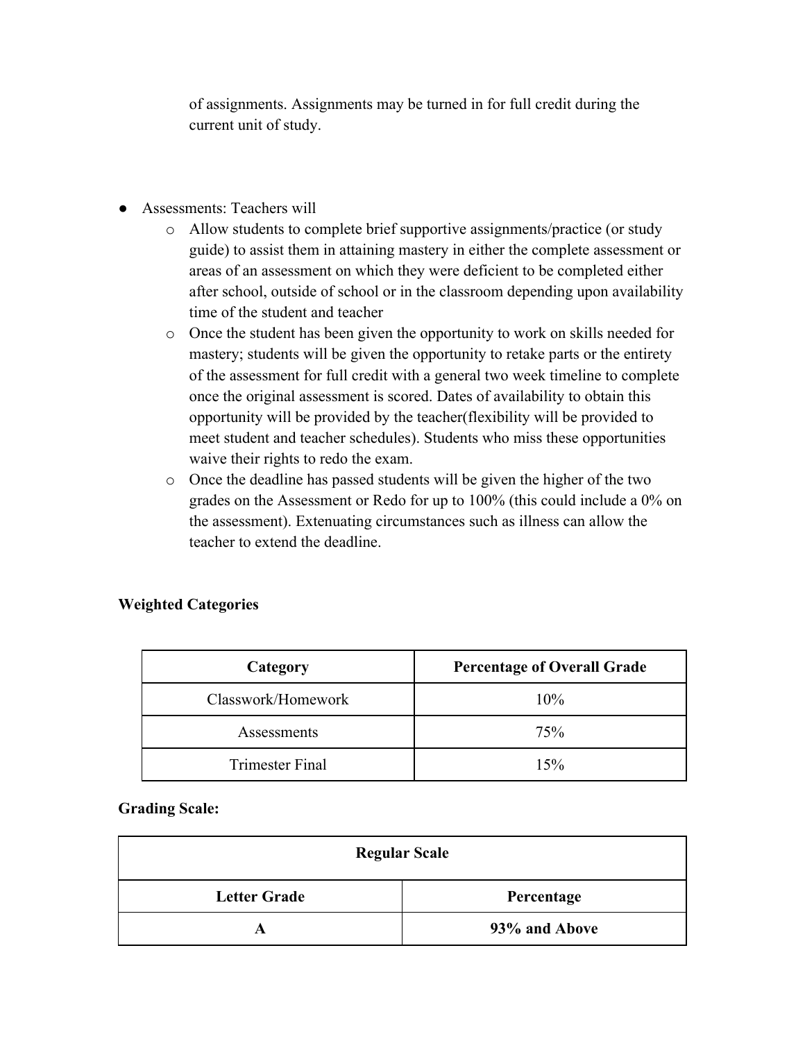of assignments. Assignments may be turned in for full credit during the current unit of study.

- Assessments: Teachers will
  - Allow students to complete brief supportive assignments/practice (or study guide) to assist them in attaining mastery in either the complete assessment or areas of an assessment on which they were deficient to be completed either after school, outside of school or in the classroom depending upon availability time of the student and teacher
  - Once the student has been given the opportunity to work on skills needed for mastery; students will be given the opportunity to retake parts or the entirety of the assessment for full credit with a general two week timeline to complete once the original assessment is scored. Dates of availability to obtain this opportunity will be provided by the teacher(flexibility will be provided to meet student and teacher schedules). Students who miss these opportunities waive their rights to redo the exam.
  - Once the deadline has passed students will be given the higher of the two grades on the Assessment or Redo for up to 100% (this could include a 0% on the assessment). Extenuating circumstances such as illness can allow the teacher to extend the deadline.

**Weighted Categories**

| Category | Percentage of Overall Grade |
|---|---|
| Classwork/Homework | 10% |
| Assessments | 75% |
| Trimester Final | 15% |

**Grading Scale:**

| **Regular Scale** | |
|---|---|
| **Letter Grade** | **Percentage** |
| **A** | **93% and Above** |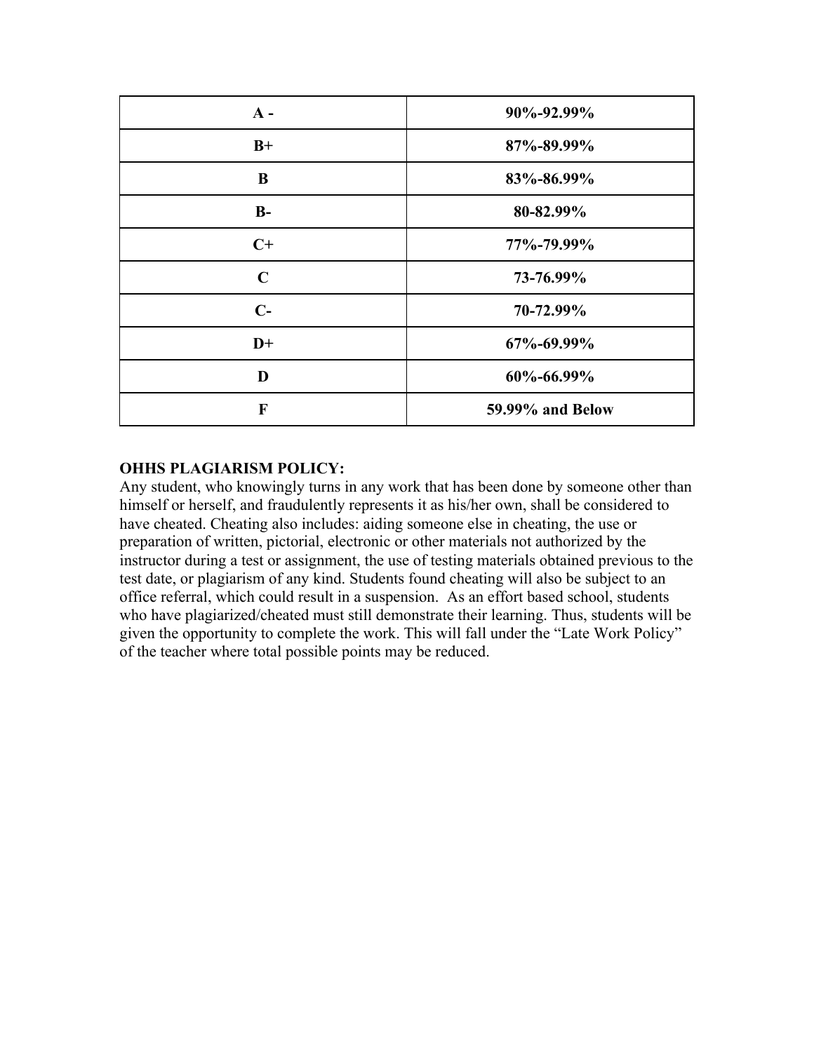| | |
|---|---|
| **A -** | **90%-92.99%** |
| **B+** | **87%-89.99%** |
| **B** | **83%-86.99%** |
| **B-** | **80-82.99%** |
| **C+** | **77%-79.99%** |
| **C** | **73-76.99%** |
| **C-** | **70-72.99%** |
| **D+** | **67%-69.99%** |
| **D** | **60%-66.99%** |
| **F** | **59.99% and Below** |

**OHHS PLAGIARISM POLICY:**

Any student, who knowingly turns in any work that has been done by someone other than himself or herself, and fraudulently represents it as his/her own, shall be considered to have cheated. Cheating also includes: aiding someone else in cheating, the use or preparation of written, pictorial, electronic or other materials not authorized by the instructor during a test or assignment, the use of testing materials obtained previous to the test date, or plagiarism of any kind. Students found cheating will also be subject to an office referral, which could result in a suspension. As an effort based school, students who have plagiarized/cheated must still demonstrate their learning. Thus, students will be given the opportunity to complete the work. This will fall under the "Late Work Policy" of the teacher where total possible points may be reduced.